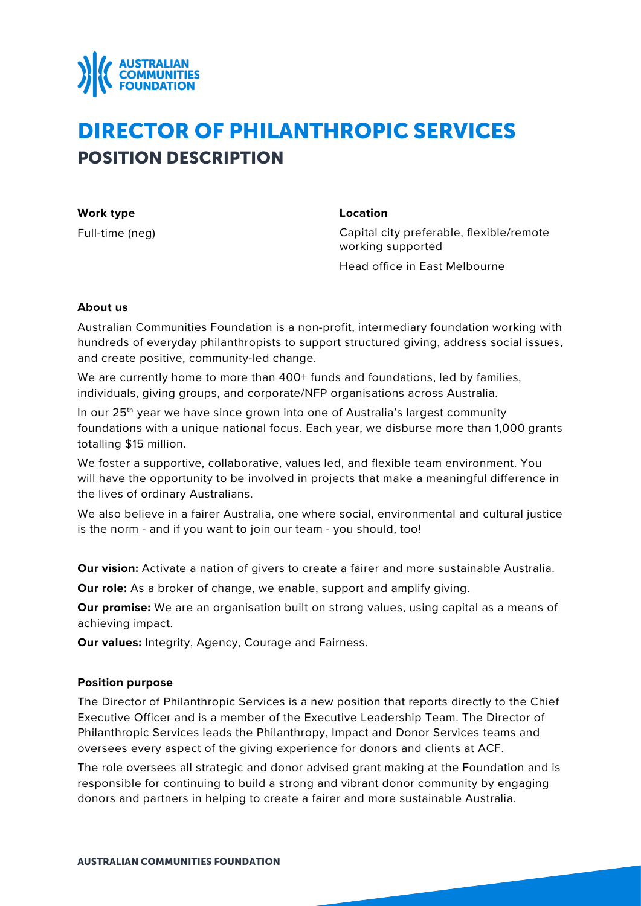# DIRECTOR OF PHILANTHROPIC SERVICES

## POSITION DESCRIPTION

**Work type**

Full-time (neg)

**Location**

Capital city preferable, flexible/remote working supported

Head office in East Melbourne

**About us**

Australian Communities Foundation is a non-profit, intermediary foundation working with hundreds of everyday philanthropists to support structured giving, address social issues, and create positive, community-led change.

We are currently home to more than 400+ funds and foundations, led by families, individuals, giving groups, and corporate/NFP organisations across Australia.

In our 25th year we have since grown into one of Australia's largest community foundations with a unique national focus. Each year, we disburse more than 1,000 grants totalling $15 million.

We foster a supportive, collaborative, values led, and flexible team environment. You will have the opportunity to be involved in projects that make a meaningful difference in the lives of ordinary Australians.

We also believe in a fairer Australia, one where social, environmental and cultural justice is the norm - and if you want to join our team - you should, too!

**Our vision:** Activate a nation of givers to create a fairer and more sustainable Australia.

**Our role:** As a broker of change, we enable, support and amplify giving.

**Our promise:** We are an organisation built on strong values, using capital as a means of achieving impact.

**Our values:** Integrity, Agency, Courage and Fairness.

**Position purpose**

The Director of Philanthropic Services is a new position that reports directly to the Chief Executive Officer and is a member of the Executive Leadership Team. The Director of Philanthropic Services leads the Philanthropy, Impact and Donor Services teams and oversees every aspect of the giving experience for donors and clients at ACF.

The role oversees all strategic and donor advised grant making at the Foundation and is responsible for continuing to build a strong and vibrant donor community by engaging donors and partners in helping to create a fairer and more sustainable Australia.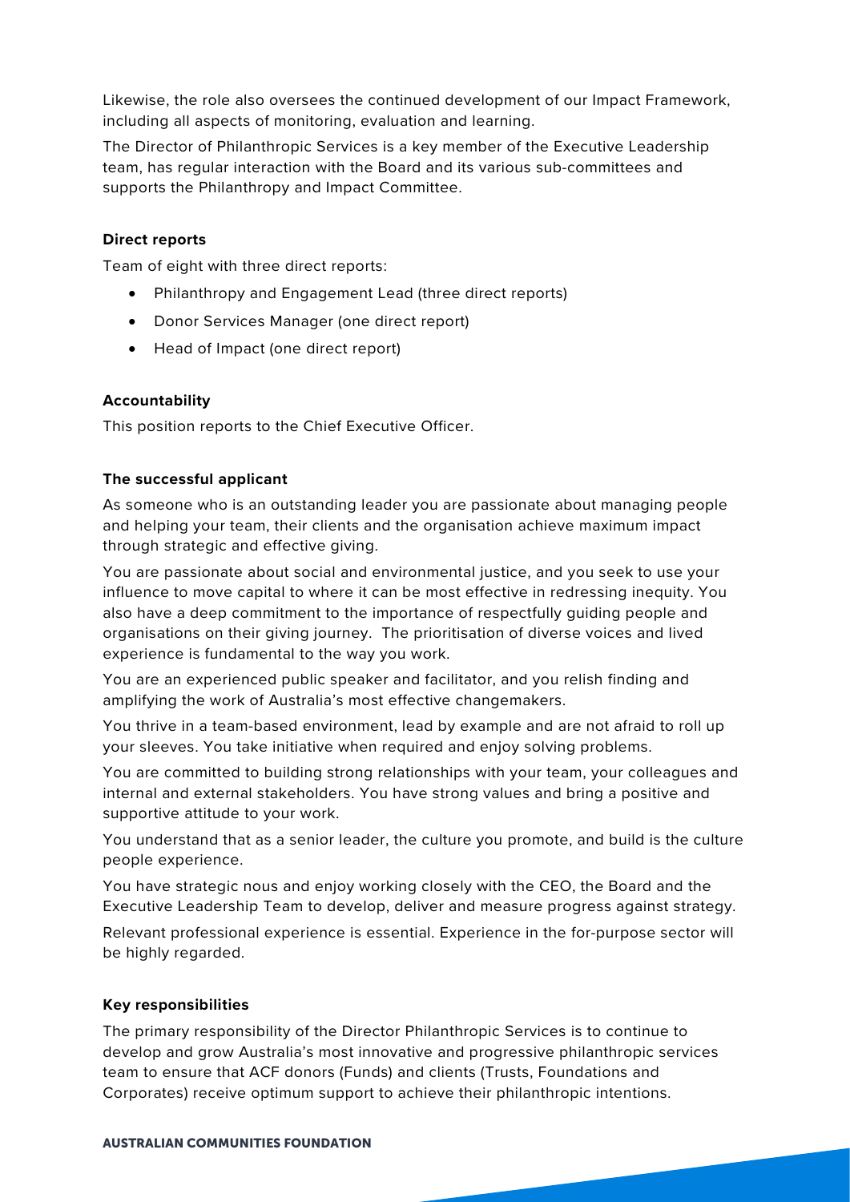Likewise, the role also oversees the continued development of our Impact Framework, including all aspects of monitoring, evaluation and learning.

The Director of Philanthropic Services is a key member of the Executive Leadership team, has regular interaction with the Board and its various sub-committees and supports the Philanthropy and Impact Committee.

**Direct reports**

Team of eight with three direct reports:

- Philanthropy and Engagement Lead (three direct reports)
- Donor Services Manager (one direct report)
- Head of Impact (one direct report)

**Accountability**

This position reports to the Chief Executive Officer.

**The successful applicant**

As someone who is an outstanding leader you are passionate about managing people and helping your team, their clients and the organisation achieve maximum impact through strategic and effective giving.

You are passionate about social and environmental justice, and you seek to use your influence to move capital to where it can be most effective in redressing inequity. You also have a deep commitment to the importance of respectfully guiding people and organisations on their giving journey. The prioritisation of diverse voices and lived experience is fundamental to the way you work.

You are an experienced public speaker and facilitator, and you relish finding and amplifying the work of Australia's most effective changemakers.

You thrive in a team-based environment, lead by example and are not afraid to roll up your sleeves. You take initiative when required and enjoy solving problems.

You are committed to building strong relationships with your team, your colleagues and internal and external stakeholders. You have strong values and bring a positive and supportive attitude to your work.

You understand that as a senior leader, the culture you promote, and build is the culture people experience.

You have strategic nous and enjoy working closely with the CEO, the Board and the Executive Leadership Team to develop, deliver and measure progress against strategy.

Relevant professional experience is essential. Experience in the for-purpose sector will be highly regarded.

**Key responsibilities**

The primary responsibility of the Director Philanthropic Services is to continue to develop and grow Australia's most innovative and progressive philanthropic services team to ensure that ACF donors (Funds) and clients (Trusts, Foundations and Corporates) receive optimum support to achieve their philanthropic intentions.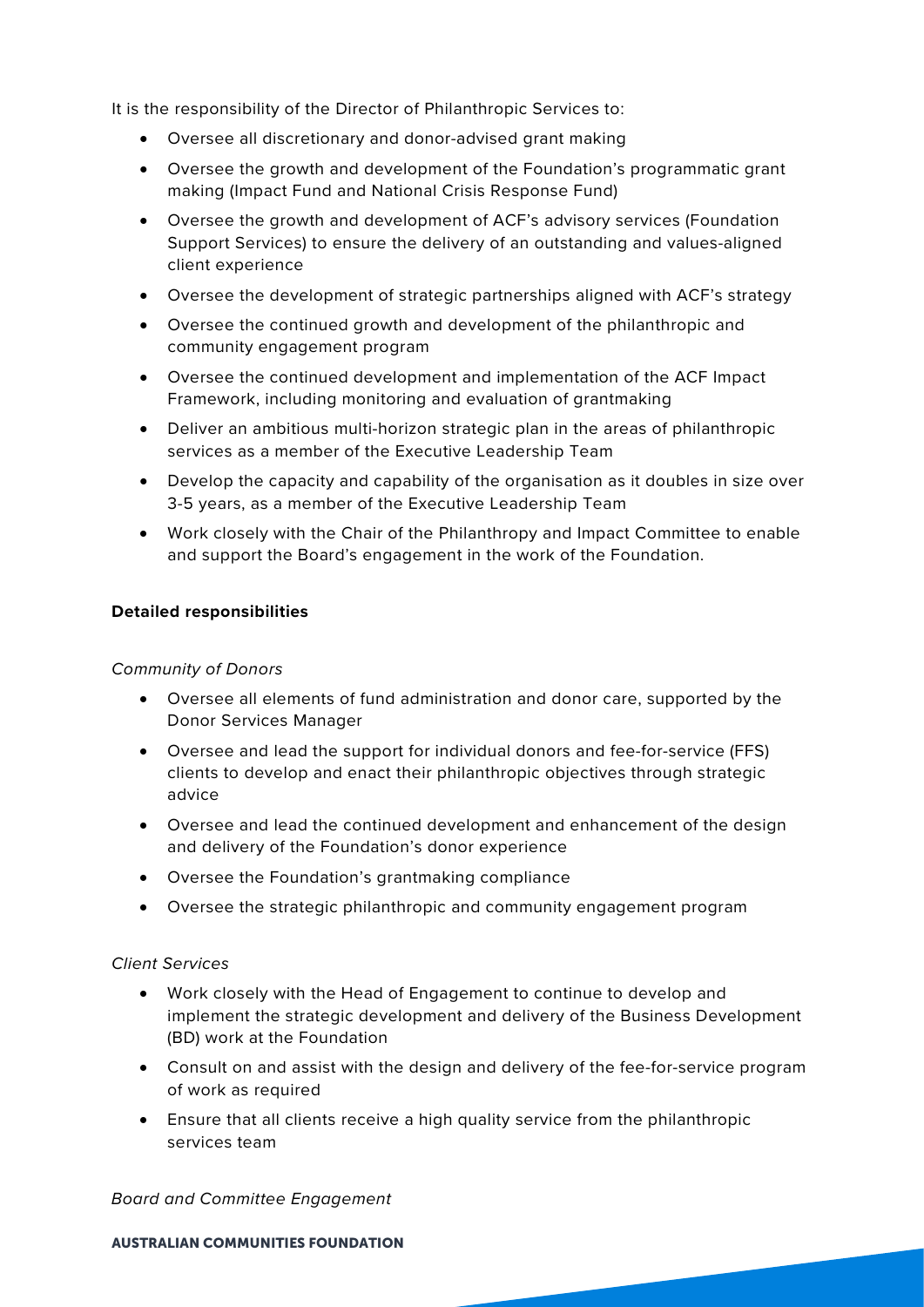It is the responsibility of the Director of Philanthropic Services to:

- Oversee all discretionary and donor-advised grant making
- Oversee the growth and development of the Foundation's programmatic grant making (Impact Fund and National Crisis Response Fund)
- Oversee the growth and development of ACF's advisory services (Foundation Support Services) to ensure the delivery of an outstanding and values-aligned client experience
- Oversee the development of strategic partnerships aligned with ACF's strategy
- Oversee the continued growth and development of the philanthropic and community engagement program
- Oversee the continued development and implementation of the ACF Impact Framework, including monitoring and evaluation of grantmaking
- Deliver an ambitious multi-horizon strategic plan in the areas of philanthropic services as a member of the Executive Leadership Team
- Develop the capacity and capability of the organisation as it doubles in size over 3-5 years, as a member of the Executive Leadership Team
- Work closely with the Chair of the Philanthropy and Impact Committee to enable and support the Board's engagement in the work of the Foundation.

**Detailed responsibilities**

*Community of Donors*

- Oversee all elements of fund administration and donor care, supported by the Donor Services Manager
- Oversee and lead the support for individual donors and fee-for-service (FFS) clients to develop and enact their philanthropic objectives through strategic advice
- Oversee and lead the continued development and enhancement of the design and delivery of the Foundation's donor experience
- Oversee the Foundation's grantmaking compliance
- Oversee the strategic philanthropic and community engagement program

*Client Services*

- Work closely with the Head of Engagement to continue to develop and implement the strategic development and delivery of the Business Development (BD) work at the Foundation
- Consult on and assist with the design and delivery of the fee-for-service program of work as required
- Ensure that all clients receive a high quality service from the philanthropic services team

*Board and Committee Engagement*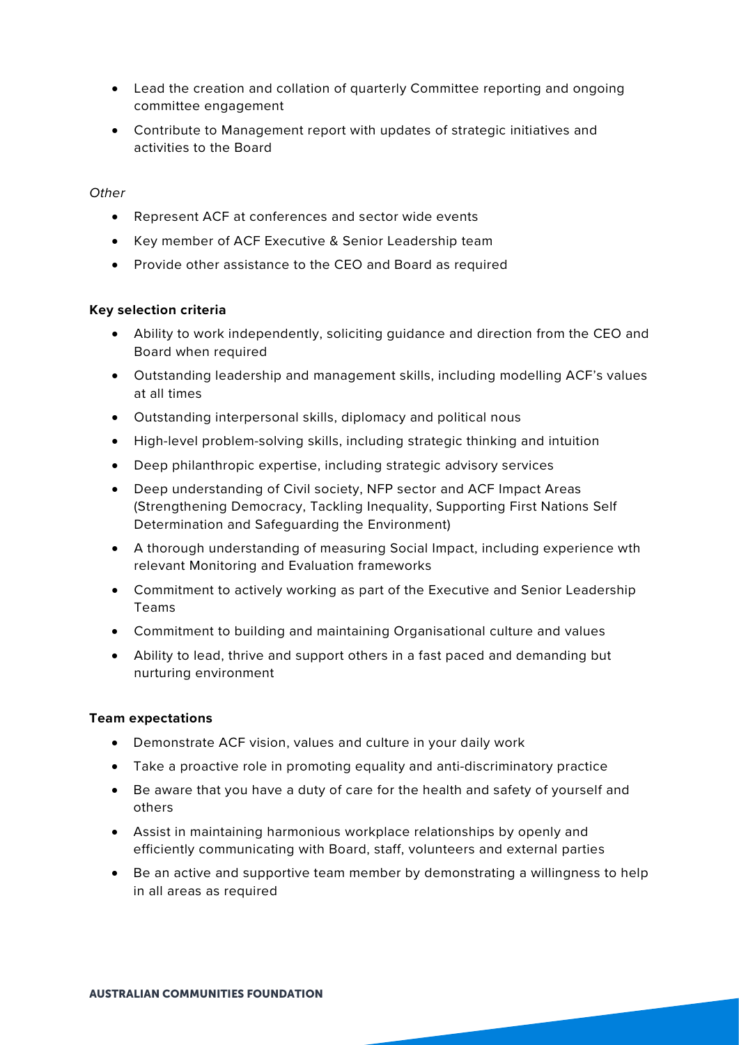- Lead the creation and collation of quarterly Committee reporting and ongoing committee engagement
- Contribute to Management report with updates of strategic initiatives and activities to the Board

*Other*

- Represent ACF at conferences and sector wide events
- Key member of ACF Executive & Senior Leadership team
- Provide other assistance to the CEO and Board as required

**Key selection criteria**

- Ability to work independently, soliciting guidance and direction from the CEO and Board when required
- Outstanding leadership and management skills, including modelling ACF's values at all times
- Outstanding interpersonal skills, diplomacy and political nous
- High-level problem-solving skills, including strategic thinking and intuition
- Deep philanthropic expertise, including strategic advisory services
- Deep understanding of Civil society, NFP sector and ACF Impact Areas (Strengthening Democracy, Tackling Inequality, Supporting First Nations Self Determination and Safeguarding the Environment)
- A thorough understanding of measuring Social Impact, including experience wth relevant Monitoring and Evaluation frameworks
- Commitment to actively working as part of the Executive and Senior Leadership Teams
- Commitment to building and maintaining Organisational culture and values
- Ability to lead, thrive and support others in a fast paced and demanding but nurturing environment

**Team expectations**

- Demonstrate ACF vision, values and culture in your daily work
- Take a proactive role in promoting equality and anti-discriminatory practice
- Be aware that you have a duty of care for the health and safety of yourself and others
- Assist in maintaining harmonious workplace relationships by openly and efficiently communicating with Board, staff, volunteers and external parties
- Be an active and supportive team member by demonstrating a willingness to help in all areas as required